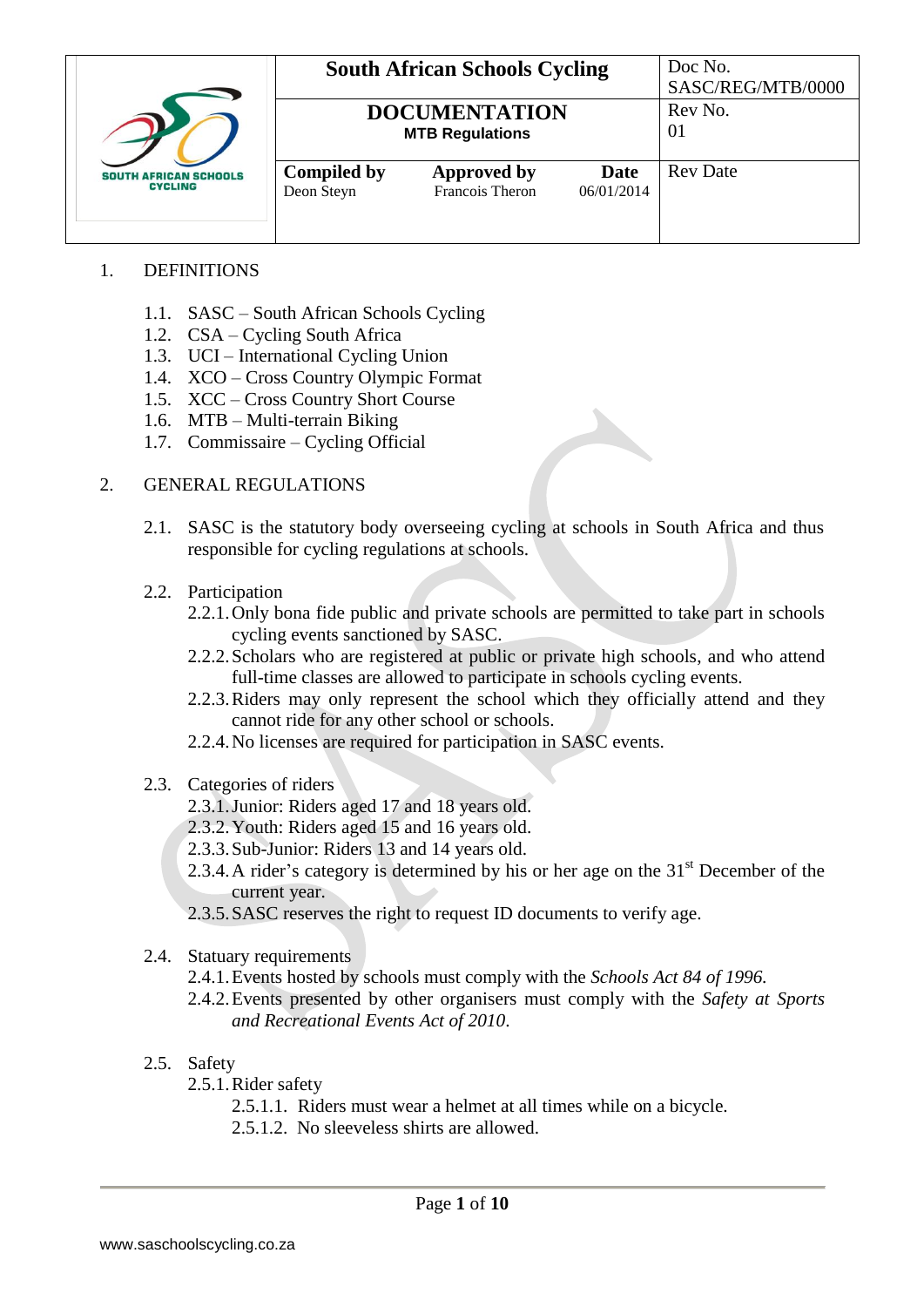| | South African Schools Cycling | | | Doc No. SASC/REG/MTB/0000 |
|---|---|---|---|---|
| SOUTH AFRICAN SCHOOLS CYCLING | **DOCUMENTATION** **MTB Regulations** | | | Rev No. 01 |
| | **Compiled by** Deon Steyn | **Approved by** Francois Theron | **Date** 06/01/2014 | Rev Date |

1. DEFINITIONS

   1.1. SASC – South African Schools Cycling
   1.2. CSA – Cycling South Africa
   1.3. UCI – International Cycling Union
   1.4. XCO – Cross Country Olympic Format
   1.5. XCC – Cross Country Short Course
   1.6. MTB – Multi-terrain Biking
   1.7. Commissaire – Cycling Official

2. GENERAL REGULATIONS

   2.1. SASC is the statutory body overseeing cycling at schools in South Africa and thus responsible for cycling regulations at schools.

   2.2. Participation
   2.2.1. Only bona fide public and private schools are permitted to take part in schools cycling events sanctioned by SASC.
   2.2.2. Scholars who are registered at public or private high schools, and who attend full-time classes are allowed to participate in schools cycling events.
   2.2.3. Riders may only represent the school which they officially attend and they cannot ride for any other school or schools.
   2.2.4. No licenses are required for participation in SASC events.

   2.3. Categories of riders
   2.3.1. Junior: Riders aged 17 and 18 years old.
   2.3.2. Youth: Riders aged 15 and 16 years old.
   2.3.3. Sub-Junior: Riders 13 and 14 years old.
   2.3.4. A rider's category is determined by his or her age on the 31st December of the current year.
   2.3.5. SASC reserves the right to request ID documents to verify age.

   2.4. Statuary requirements
   2.4.1. Events hosted by schools must comply with the *Schools Act 84 of 1996.*
   2.4.2. Events presented by other organisers must comply with the *Safety at Sports and Recreational Events Act of 2010*.

   2.5. Safety
   2.5.1. Rider safety
   2.5.1.1. Riders must wear a helmet at all times while on a bicycle.
   2.5.1.2. No sleeveless shirts are allowed.

www.saschoolscycling.co.za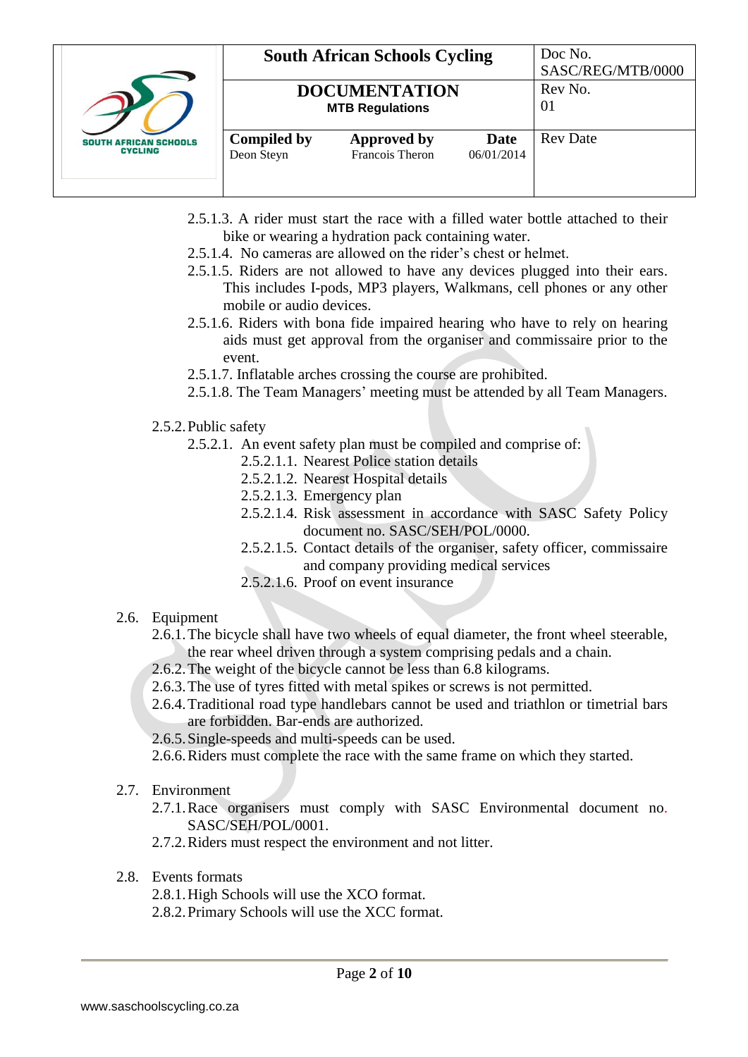2.5.1.3. A rider must start the race with a filled water bottle attached to their bike or wearing a hydration pack containing water.

2.5.1.4. No cameras are allowed on the rider's chest or helmet.

2.5.1.5. Riders are not allowed to have any devices plugged into their ears. This includes I-pods, MP3 players, Walkmans, cell phones or any other mobile or audio devices.

2.5.1.6. Riders with bona fide impaired hearing who have to rely on hearing aids must get approval from the organiser and commissaire prior to the event.

2.5.1.7. Inflatable arches crossing the course are prohibited.

2.5.1.8. The Team Managers' meeting must be attended by all Team Managers.

2.5.2. Public safety

2.5.2.1. An event safety plan must be compiled and comprise of:

2.5.2.1.1. Nearest Police station details

2.5.2.1.2. Nearest Hospital details

2.5.2.1.3. Emergency plan

2.5.2.1.4. Risk assessment in accordance with SASC Safety Policy document no. SASC/SEH/POL/0000.

2.5.2.1.5. Contact details of the organiser, safety officer, commissaire and company providing medical services

2.5.2.1.6. Proof on event insurance

2.6. Equipment

2.6.1. The bicycle shall have two wheels of equal diameter, the front wheel steerable, the rear wheel driven through a system comprising pedals and a chain.

2.6.2. The weight of the bicycle cannot be less than 6.8 kilograms.

2.6.3. The use of tyres fitted with metal spikes or screws is not permitted.

2.6.4. Traditional road type handlebars cannot be used and triathlon or timetrial bars are forbidden. Bar-ends are authorized.

2.6.5. Single-speeds and multi-speeds can be used.

2.6.6. Riders must complete the race with the same frame on which they started.

2.7. Environment

2.7.1. Race organisers must comply with SASC Environmental document no. SASC/SEH/POL/0001.

2.7.2. Riders must respect the environment and not litter.

2.8. Events formats

2.8.1. High Schools will use the XCO format.

2.8.2. Primary Schools will use the XCC format.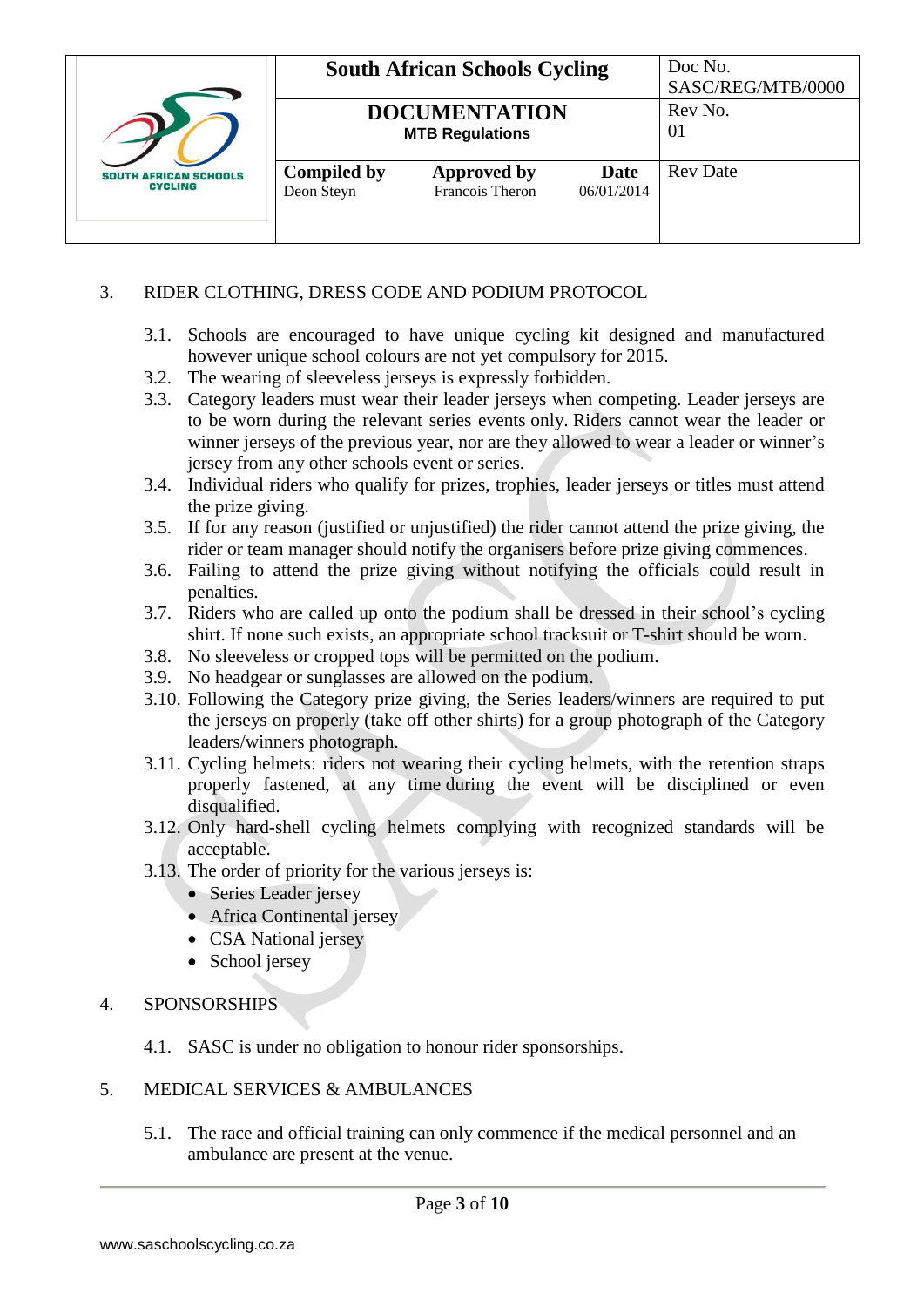| | South African Schools Cycling | | | Doc No. SASC/REG/MTB/0000 |
|---|---|---|---|---|
| | **DOCUMENTATION** **MTB Regulations** | | | Rev No. 01 |
| | **Compiled by** Deon Steyn | **Approved by** Francois Theron | **Date** 06/01/2014 | Rev Date |

3. RIDER CLOTHING, DRESS CODE AND PODIUM PROTOCOL

3.1. Schools are encouraged to have unique cycling kit designed and manufactured however unique school colours are not yet compulsory for 2015.

3.2. The wearing of sleeveless jerseys is expressly forbidden.

3.3. Category leaders must wear their leader jerseys when competing. Leader jerseys are to be worn during the relevant series events only. Riders cannot wear the leader or winner jerseys of the previous year, nor are they allowed to wear a leader or winner's jersey from any other schools event or series.

3.4. Individual riders who qualify for prizes, trophies, leader jerseys or titles must attend the prize giving.

3.5. If for any reason (justified or unjustified) the rider cannot attend the prize giving, the rider or team manager should notify the organisers before prize giving commences.

3.6. Failing to attend the prize giving without notifying the officials could result in penalties.

3.7. Riders who are called up onto the podium shall be dressed in their school's cycling shirt. If none such exists, an appropriate school tracksuit or T-shirt should be worn.

3.8. No sleeveless or cropped tops will be permitted on the podium.

3.9. No headgear or sunglasses are allowed on the podium.

3.10. Following the Category prize giving, the Series leaders/winners are required to put the jerseys on properly (take off other shirts) for a group photograph of the Category leaders/winners photograph.

3.11. Cycling helmets: riders not wearing their cycling helmets, with the retention straps properly fastened, at any time during the event will be disciplined or even disqualified.

3.12. Only hard-shell cycling helmets complying with recognized standards will be acceptable.

3.13. The order of priority for the various jerseys is:

- Series Leader jersey
- Africa Continental jersey
- CSA National jersey
- School jersey

4. SPONSORSHIPS

4.1. SASC is under no obligation to honour rider sponsorships.

5. MEDICAL SERVICES & AMBULANCES

5.1. The race and official training can only commence if the medical personnel and an ambulance are present at the venue.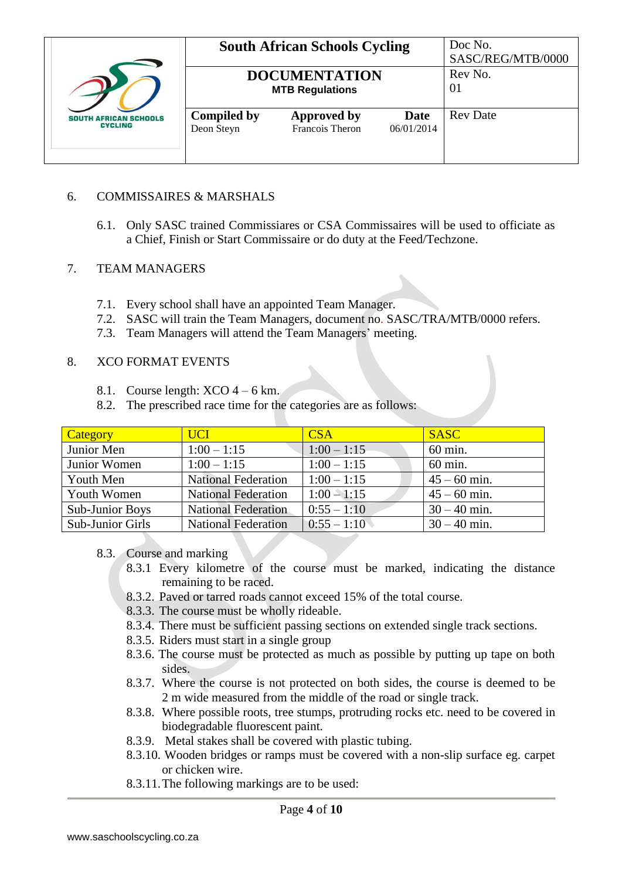6. COMMISSAIRES & MARSHALS

6.1. Only SASC trained Commissiares or CSA Commissaires will be used to officiate as a Chief, Finish or Start Commissaire or do duty at the Feed/Techzone.

7. TEAM MANAGERS

7.1. Every school shall have an appointed Team Manager.
7.2. SASC will train the Team Managers, document no. SASC/TRA/MTB/0000 refers.
7.3. Team Managers will attend the Team Managers' meeting.

8. XCO FORMAT EVENTS

8.1. Course length: XCO 4 – 6 km.
8.2. The prescribed race time for the categories are as follows:

| Category | UCI | CSA | SASC |
|---|---|---|---|
| Junior Men | 1:00 – 1:15 | 1:00 – 1:15 | 60 min. |
| Junior Women | 1:00 – 1:15 | 1:00 – 1:15 | 60 min. |
| Youth Men | National Federation | 1:00 – 1:15 | 45 – 60 min. |
| Youth Women | National Federation | 1:00 – 1:15 | 45 – 60 min. |
| Sub-Junior Boys | National Federation | 0:55 – 1:10 | 30 – 40 min. |
| Sub-Junior Girls | National Federation | 0:55 – 1:10 | 30 – 40 min. |

8.3. Course and marking

8.3.1 Every kilometre of the course must be marked, indicating the distance remaining to be raced.
8.3.2. Paved or tarred roads cannot exceed 15% of the total course.
8.3.3. The course must be wholly rideable.
8.3.4. There must be sufficient passing sections on extended single track sections.
8.3.5. Riders must start in a single group
8.3.6. The course must be protected as much as possible by putting up tape on both sides.
8.3.7. Where the course is not protected on both sides, the course is deemed to be 2 m wide measured from the middle of the road or single track.
8.3.8. Where possible roots, tree stumps, protruding rocks etc. need to be covered in biodegradable fluorescent paint.
8.3.9. Metal stakes shall be covered with plastic tubing.
8.3.10. Wooden bridges or ramps must be covered with a non-slip surface eg. carpet or chicken wire.
8.3.11. The following markings are to be used: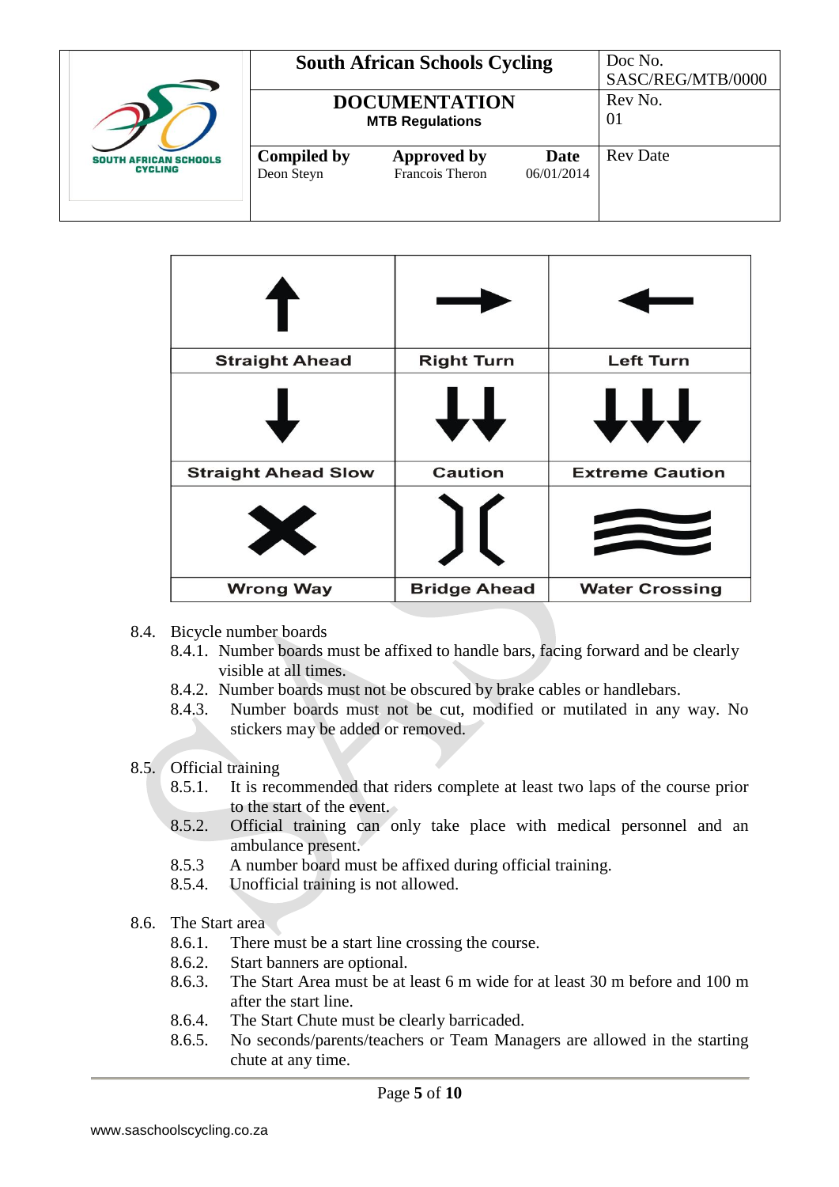| Straight Ahead | Right Turn | Left Turn |
|---|---|---|
| Straight Ahead Slow | Caution | Extreme Caution |
| Wrong Way | Bridge Ahead | Water Crossing |

8.4. Bicycle number boards

- 8.4.1. Number boards must be affixed to handle bars, facing forward and be clearly visible at all times.
- 8.4.2. Number boards must not be obscured by brake cables or handlebars.
- 8.4.3. Number boards must not be cut, modified or mutilated in any way. No stickers may be added or removed.

8.5. Official training

- 8.5.1. It is recommended that riders complete at least two laps of the course prior to the start of the event.
- 8.5.2. Official training can only take place with medical personnel and an ambulance present.
- 8.5.3 A number board must be affixed during official training.
- 8.5.4. Unofficial training is not allowed.

8.6. The Start area

- 8.6.1. There must be a start line crossing the course.
- 8.6.2. Start banners are optional.
- 8.6.3. The Start Area must be at least 6 m wide for at least 30 m before and 100 m after the start line.
- 8.6.4. The Start Chute must be clearly barricaded.
- 8.6.5. No seconds/parents/teachers or Team Managers are allowed in the starting chute at any time.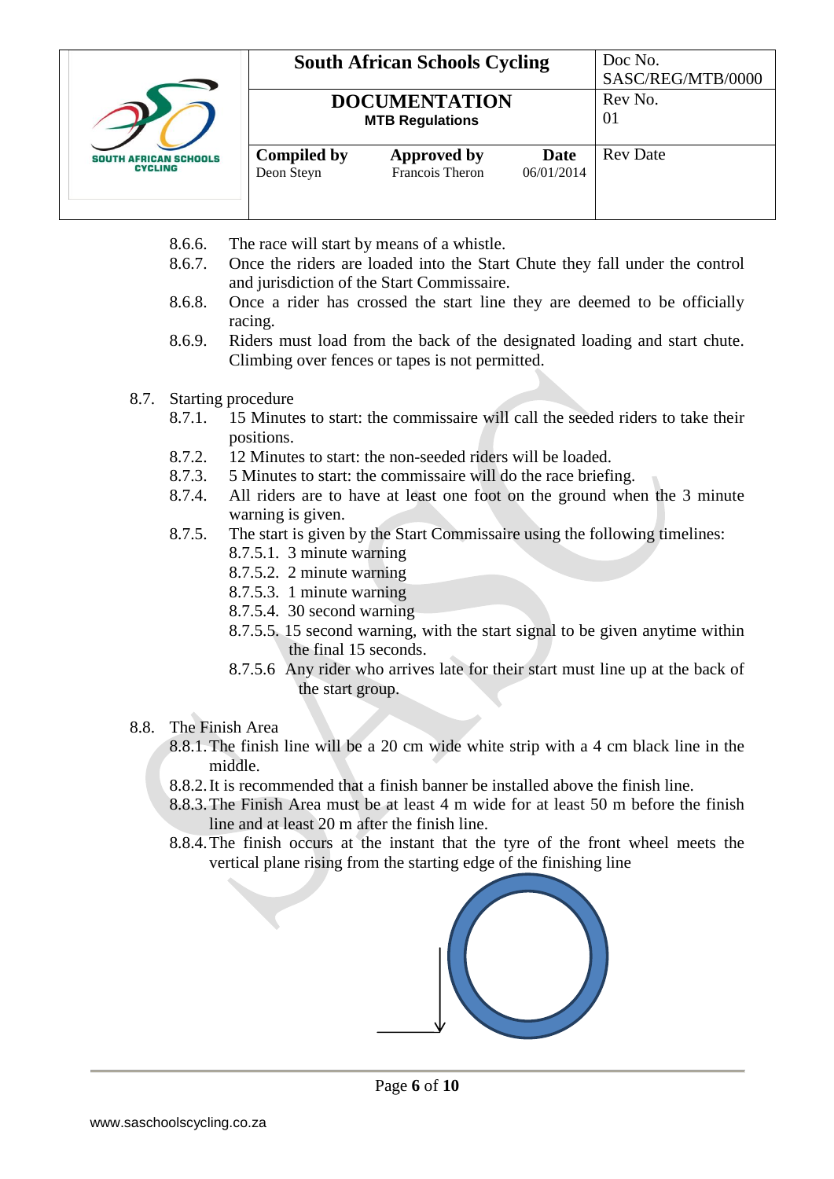8.6.6. The race will start by means of a whistle.

8.6.7. Once the riders are loaded into the Start Chute they fall under the control and jurisdiction of the Start Commissaire.

8.6.8. Once a rider has crossed the start line they are deemed to be officially racing.

8.6.9. Riders must load from the back of the designated loading and start chute. Climbing over fences or tapes is not permitted.

8.7. Starting procedure

8.7.1. 15 Minutes to start: the commissaire will call the seeded riders to take their positions.

8.7.2. 12 Minutes to start: the non-seeded riders will be loaded.

8.7.3. 5 Minutes to start: the commissaire will do the race briefing.

8.7.4. All riders are to have at least one foot on the ground when the 3 minute warning is given.

8.7.5. The start is given by the Start Commissaire using the following timelines:

8.7.5.1. 3 minute warning

8.7.5.2. 2 minute warning

8.7.5.3. 1 minute warning

8.7.5.4. 30 second warning

8.7.5.5. 15 second warning, with the start signal to be given anytime within the final 15 seconds.

8.7.5.6 Any rider who arrives late for their start must line up at the back of the start group.

8.8. The Finish Area

8.8.1. The finish line will be a 20 cm wide white strip with a 4 cm black line in the middle.

8.8.2. It is recommended that a finish banner be installed above the finish line.

8.8.3. The Finish Area must be at least 4 m wide for at least 50 m before the finish line and at least 20 m after the finish line.

8.8.4. The finish occurs at the instant that the tyre of the front wheel meets the vertical plane rising from the starting edge of the finishing line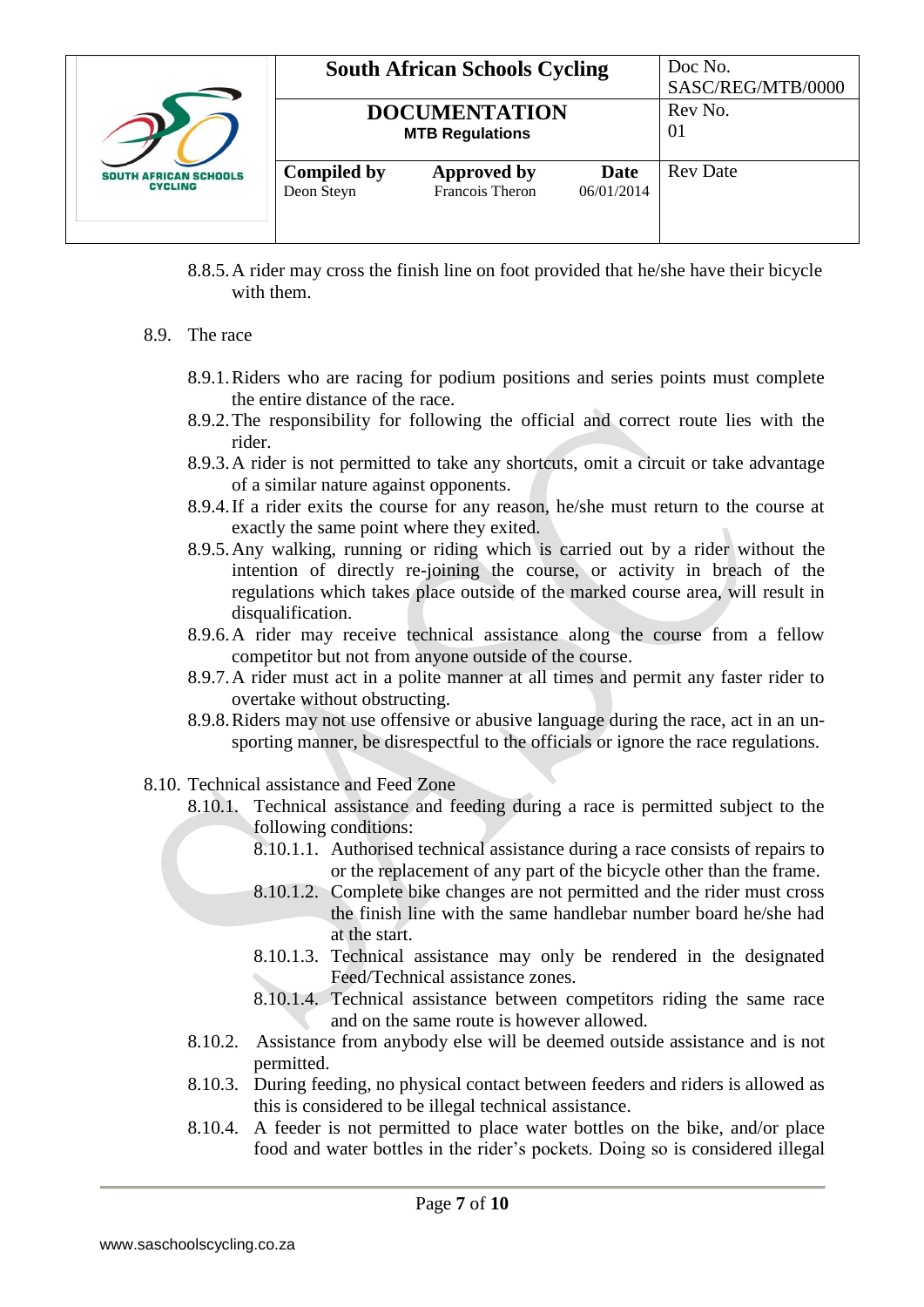8.8.5. A rider may cross the finish line on foot provided that he/she have their bicycle with them.

8.9. The race

8.9.1. Riders who are racing for podium positions and series points must complete the entire distance of the race.

8.9.2. The responsibility for following the official and correct route lies with the rider.

8.9.3. A rider is not permitted to take any shortcuts, omit a circuit or take advantage of a similar nature against opponents.

8.9.4. If a rider exits the course for any reason, he/she must return to the course at exactly the same point where they exited.

8.9.5. Any walking, running or riding which is carried out by a rider without the intention of directly re-joining the course, or activity in breach of the regulations which takes place outside of the marked course area, will result in disqualification.

8.9.6. A rider may receive technical assistance along the course from a fellow competitor but not from anyone outside of the course.

8.9.7. A rider must act in a polite manner at all times and permit any faster rider to overtake without obstructing.

8.9.8. Riders may not use offensive or abusive language during the race, act in an un-sporting manner, be disrespectful to the officials or ignore the race regulations.

8.10. Technical assistance and Feed Zone

8.10.1. Technical assistance and feeding during a race is permitted subject to the following conditions:

8.10.1.1. Authorised technical assistance during a race consists of repairs to or the replacement of any part of the bicycle other than the frame.

8.10.1.2. Complete bike changes are not permitted and the rider must cross the finish line with the same handlebar number board he/she had at the start.

8.10.1.3. Technical assistance may only be rendered in the designated Feed/Technical assistance zones.

8.10.1.4. Technical assistance between competitors riding the same race and on the same route is however allowed.

8.10.2. Assistance from anybody else will be deemed outside assistance and is not permitted.

8.10.3. During feeding, no physical contact between feeders and riders is allowed as this is considered to be illegal technical assistance.

8.10.4. A feeder is not permitted to place water bottles on the bike, and/or place food and water bottles in the rider's pockets. Doing so is considered illegal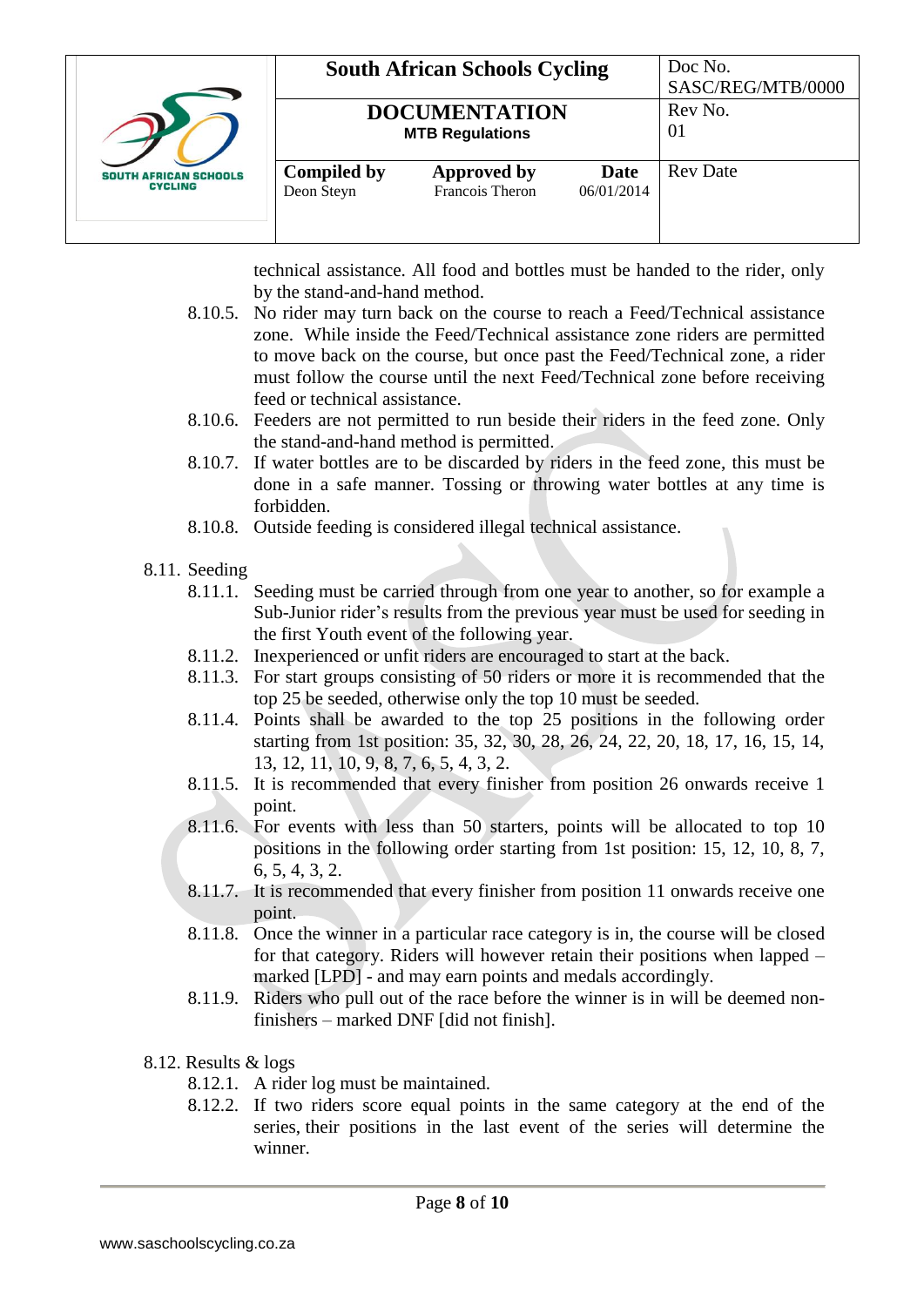technical assistance. All food and bottles must be handed to the rider, only by the stand-and-hand method.

- 8.10.5. No rider may turn back on the course to reach a Feed/Technical assistance zone. While inside the Feed/Technical assistance zone riders are permitted to move back on the course, but once past the Feed/Technical zone, a rider must follow the course until the next Feed/Technical zone before receiving feed or technical assistance.
- 8.10.6. Feeders are not permitted to run beside their riders in the feed zone. Only the stand-and-hand method is permitted.
- 8.10.7. If water bottles are to be discarded by riders in the feed zone, this must be done in a safe manner. Tossing or throwing water bottles at any time is forbidden.
- 8.10.8. Outside feeding is considered illegal technical assistance.

8.11. Seeding

- 8.11.1. Seeding must be carried through from one year to another, so for example a Sub-Junior rider's results from the previous year must be used for seeding in the first Youth event of the following year.
- 8.11.2. Inexperienced or unfit riders are encouraged to start at the back.
- 8.11.3. For start groups consisting of 50 riders or more it is recommended that the top 25 be seeded, otherwise only the top 10 must be seeded.
- 8.11.4. Points shall be awarded to the top 25 positions in the following order starting from 1st position: 35, 32, 30, 28, 26, 24, 22, 20, 18, 17, 16, 15, 14, 13, 12, 11, 10, 9, 8, 7, 6, 5, 4, 3, 2.
- 8.11.5. It is recommended that every finisher from position 26 onwards receive 1 point.
- 8.11.6. For events with less than 50 starters, points will be allocated to top 10 positions in the following order starting from 1st position: 15, 12, 10, 8, 7, 6, 5, 4, 3, 2.
- 8.11.7. It is recommended that every finisher from position 11 onwards receive one point.
- 8.11.8. Once the winner in a particular race category is in, the course will be closed for that category. Riders will however retain their positions when lapped – marked [LPD] - and may earn points and medals accordingly.
- 8.11.9. Riders who pull out of the race before the winner is in will be deemed non-finishers – marked DNF [did not finish].

8.12. Results & logs

- 8.12.1. A rider log must be maintained.
- 8.12.2. If two riders score equal points in the same category at the end of the series, their positions in the last event of the series will determine the winner.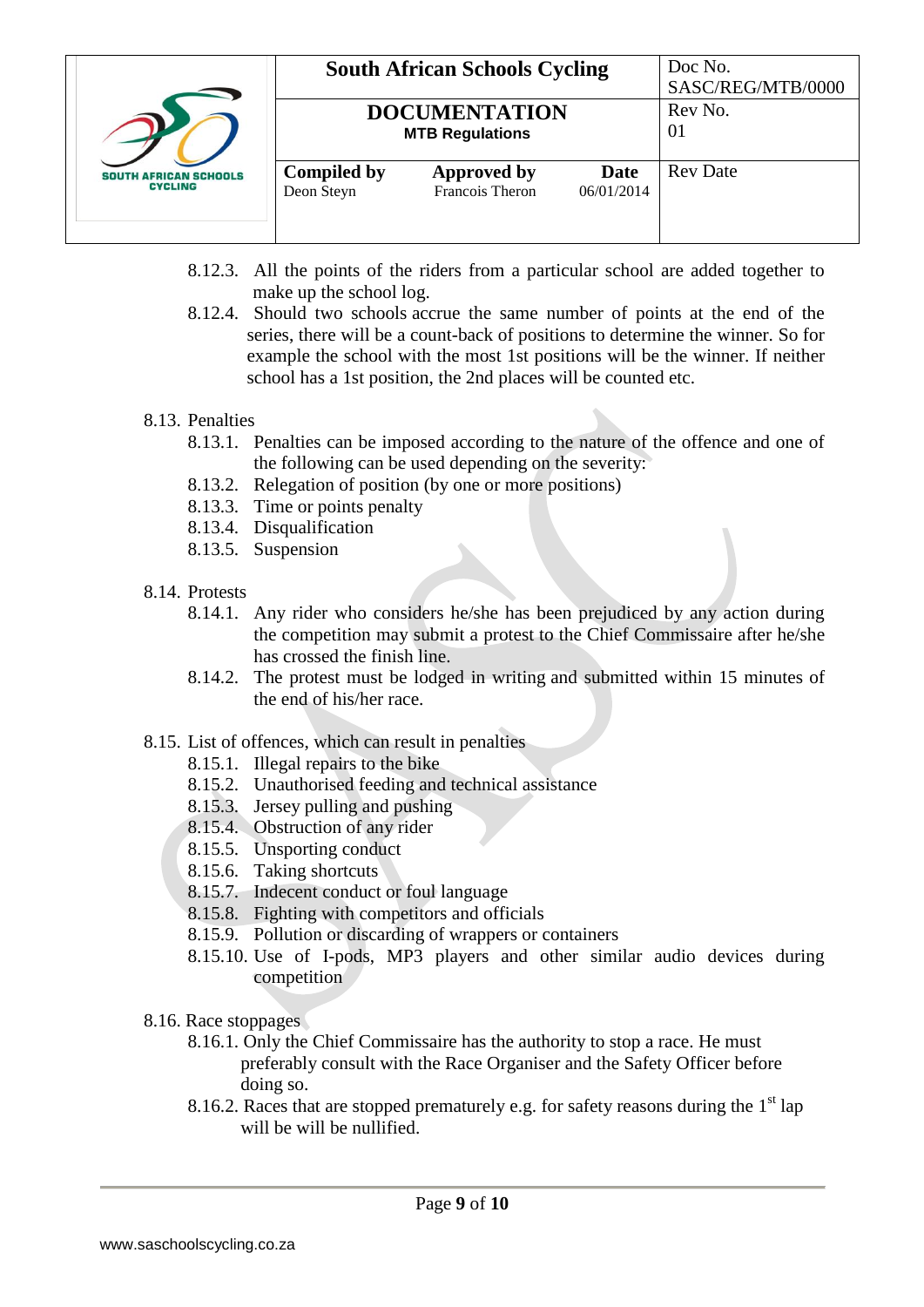8.12.3. All the points of the riders from a particular school are added together to make up the school log.

8.12.4. Should two schools accrue the same number of points at the end of the series, there will be a count-back of positions to determine the winner. So for example the school with the most 1st positions will be the winner. If neither school has a 1st position, the 2nd places will be counted etc.

8.13. Penalties

8.13.1. Penalties can be imposed according to the nature of the offence and one of the following can be used depending on the severity:

8.13.2. Relegation of position (by one or more positions)

8.13.3. Time or points penalty

8.13.4. Disqualification

8.13.5. Suspension

8.14. Protests

8.14.1. Any rider who considers he/she has been prejudiced by any action during the competition may submit a protest to the Chief Commissaire after he/she has crossed the finish line.

8.14.2. The protest must be lodged in writing and submitted within 15 minutes of the end of his/her race.

8.15. List of offences, which can result in penalties

8.15.1. Illegal repairs to the bike

8.15.2. Unauthorised feeding and technical assistance

8.15.3. Jersey pulling and pushing

8.15.4. Obstruction of any rider

8.15.5. Unsporting conduct

8.15.6. Taking shortcuts

8.15.7. Indecent conduct or foul language

8.15.8. Fighting with competitors and officials

8.15.9. Pollution or discarding of wrappers or containers

8.15.10. Use of I-pods, MP3 players and other similar audio devices during competition

8.16. Race stoppages

8.16.1. Only the Chief Commissaire has the authority to stop a race. He must preferably consult with the Race Organiser and the Safety Officer before doing so.

8.16.2. Races that are stopped prematurely e.g. for safety reasons during the 1st lap will be will be nullified.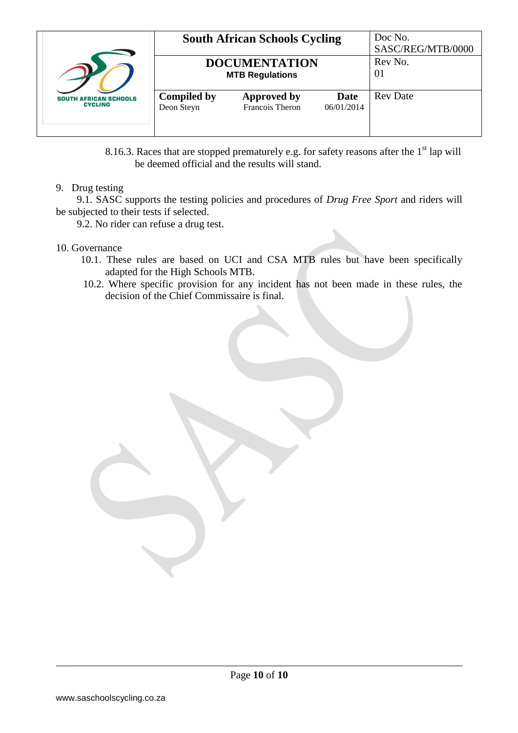8.16.3. Races that are stopped prematurely e.g. for safety reasons after the 1st lap will be deemed official and the results will stand.

9. Drug testing
   9.1. SASC supports the testing policies and procedures of *Drug Free Sport* and riders will be subjected to their tests if selected.
   9.2. No rider can refuse a drug test.

10. Governance
   10.1. These rules are based on UCI and CSA MTB rules but have been specifically adapted for the High Schools MTB.
   10.2. Where specific provision for any incident has not been made in these rules, the decision of the Chief Commissaire is final.